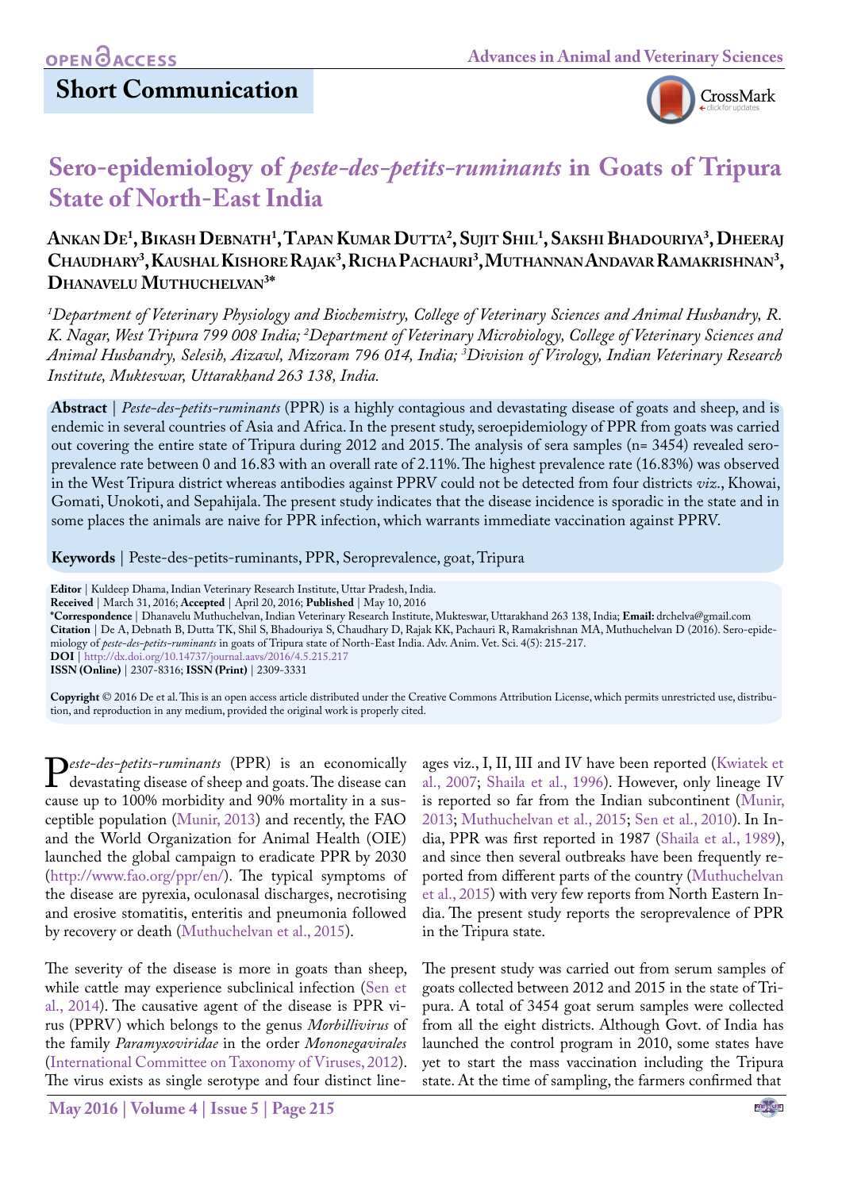**Short Communication**

# Sero-epidemiology of *peste-des-petits-ruminants* in Goats of Tripura State of North-East India

**Ankan De[1], Bikash Debnath[1], Tapan Kumar Dutta[2], Sujit Shil[1], Sakshi Bhadouriya[3], Dheeraj Chaudhary[3], Kaushal Kishore Rajak[3], Richa Pachauri[3], Muthannan Andavar Ramakrishnan[3], Dhanavelu Muthuchelvan[3]***

*[1]Department of Veterinary Physiology and Biochemistry, College of Veterinary Sciences and Animal Husbandry, R. K. Nagar, West Tripura 799 008 India; [2]Department of Veterinary Microbiology, College of Veterinary Sciences and Animal Husbandry, Selesih, Aizawl, Mizoram 796 014, India; [3]Division of Virology, Indian Veterinary Research Institute, Mukteswar, Uttarakhand 263 138, India.*

**Abstract** | *Peste-des-petits-ruminants* (PPR) is a highly contagious and devastating disease of goats and sheep, and is endemic in several countries of Asia and Africa. In the present study, seroepidemiology of PPR from goats was carried out covering the entire state of Tripura during 2012 and 2015. The analysis of sera samples (n= 3454) revealed sero-prevalence rate between 0 and 16.83 with an overall rate of 2.11%. The highest prevalence rate (16.83%) was observed in the West Tripura district whereas antibodies against PPRV could not be detected from four districts *viz.*, Khowai, Gomati, Unokoti, and Sepahijala. The present study indicates that the disease incidence is sporadic in the state and in some places the animals are naive for PPR infection, which warrants immediate vaccination against PPRV.

**Keywords** | Peste-des-petits-ruminants, PPR, Seroprevalence, goat, Tripura

**Editor** | Kuldeep Dhama, Indian Veterinary Research Institute, Uttar Pradesh, India.
**Received** | March 31, 2016; **Accepted** | April 20, 2016; **Published** | May 10, 2016
***Correspondence** | Dhanavelu Muthuchelvan, Indian Veterinary Research Institute, Mukteswar, Uttarakhand 263 138, India; **Email:** drchelva@gmail.com
**Citation** | De A, Debnath B, Dutta TK, Shil S, Bhadouriya S, Chaudhary D, Rajak KK, Pachauri R, Ramakrishnan MA, Muthuchelvan D (2016). Sero-epidemiology of *peste-des-petits-ruminants* in goats of Tripura state of North-East India. Adv. Anim. Vet. Sci. 4(5): 215-217.
**DOI** | http://dx.doi.org/10.14737/journal.aavs/2016/4.5.215.217
**ISSN (Online)** | 2307-8316; **ISSN (Print)** | 2309-3331

**Copyright** © 2016 De et al. This is an open access article distributed under the Creative Commons Attribution License, which permits unrestricted use, distribution, and reproduction in any medium, provided the original work is properly cited.

*Peste-des-petits-ruminants* (PPR) is an economically devastating disease of sheep and goats. The disease can cause up to 100% morbidity and 90% mortality in a susceptible population (Munir, 2013) and recently, the FAO and the World Organization for Animal Health (OIE) launched the global campaign to eradicate PPR by 2030 (http://www.fao.org/ppr/en/). The typical symptoms of the disease are pyrexia, oculonasal discharges, necrotising and erosive stomatitis, enteritis and pneumonia followed by recovery or death (Muthuchelvan et al., 2015).

The severity of the disease is more in goats than sheep, while cattle may experience subclinical infection (Sen et al., 2014). The causative agent of the disease is PPR virus (PPRV) which belongs to the genus *Morbillivirus* of the family *Paramyxoviridae* in the order *Mononegavirales* (International Committee on Taxonomy of Viruses, 2012). The virus exists as single serotype and four distinct lineages viz., I, II, III and IV have been reported (Kwiatek et al., 2007; Shaila et al., 1996). However, only lineage IV is reported so far from the Indian subcontinent (Munir, 2013; Muthuchelvan et al., 2015; Sen et al., 2010). In India, PPR was first reported in 1987 (Shaila et al., 1989), and since then several outbreaks have been frequently reported from different parts of the country (Muthuchelvan et al., 2015) with very few reports from North Eastern India. The present study reports the seroprevalence of PPR in the Tripura state.

The present study was carried out from serum samples of goats collected between 2012 and 2015 in the state of Tripura. A total of 3454 goat serum samples were collected from all the eight districts. Although Govt. of India has launched the control program in 2010, some states have yet to start the mass vaccination including the Tripura state. At the time of sampling, the farmers confirmed that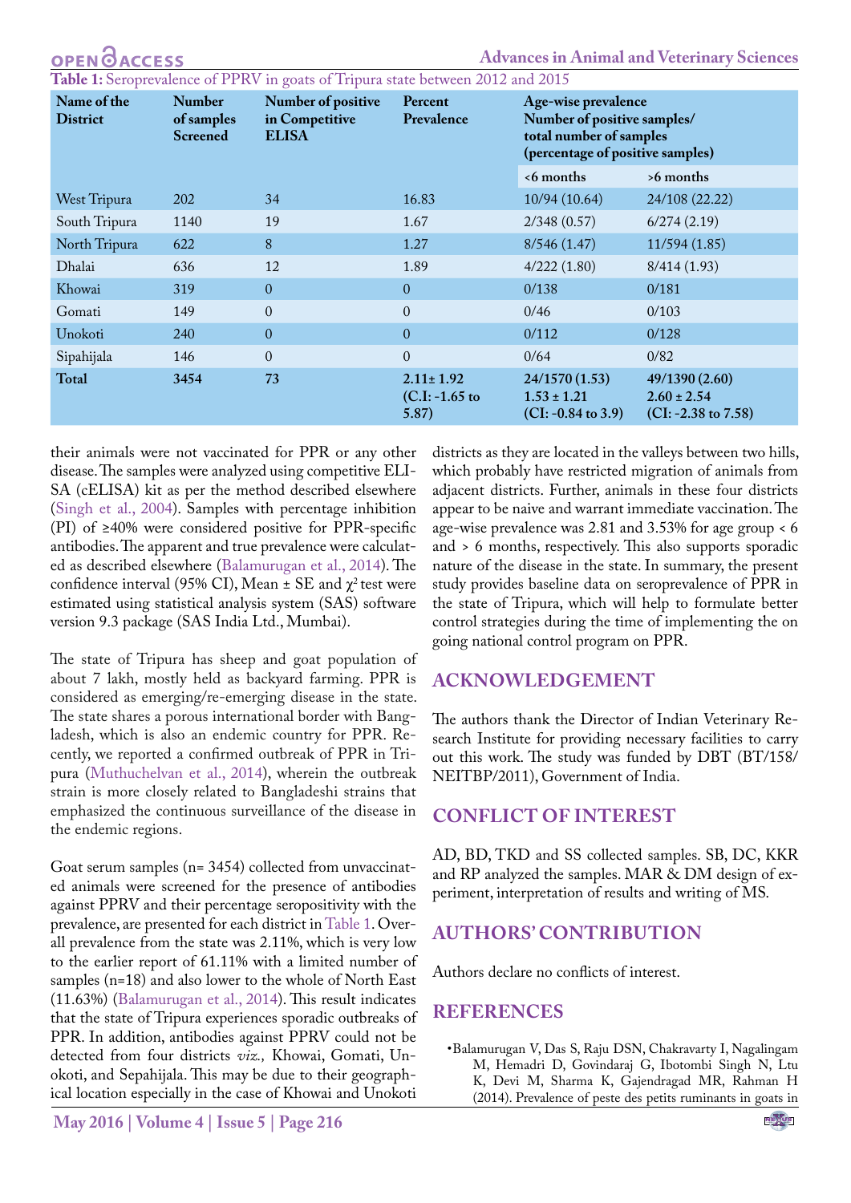**Table 1:** Seroprevalence of PPRV in goats of Tripura state between 2012 and 2015

| Name of the District | Number of samples Screened | Number of positive in Competitive ELISA | Percent Prevalence | Age-wise prevalence Number of positive samples/ total number of samples (percentage of positive samples) | |
|---|---|---|---|---|---|
| | | | | <6 months | >6 months |
| West Tripura | 202 | 34 | 16.83 | 10/94 (10.64) | 24/108 (22.22) |
| South Tripura | 1140 | 19 | 1.67 | 2/348 (0.57) | 6/274 (2.19) |
| North Tripura | 622 | 8 | 1.27 | 8/546 (1.47) | 11/594 (1.85) |
| Dhalai | 636 | 12 | 1.89 | 4/222 (1.80) | 8/414 (1.93) |
| Khowai | 319 | 0 | 0 | 0/138 | 0/181 |
| Gomati | 149 | 0 | 0 | 0/46 | 0/103 |
| Unokoti | 240 | 0 | 0 | 0/112 | 0/128 |
| Sipahijala | 146 | 0 | 0 | 0/64 | 0/82 |
| **Total** | **3454** | **73** | **2.11± 1.92 (C.I: -1.65 to 5.87)** | **24/1570 (1.53) 1.53 ± 1.21 (CI: -0.84 to 3.9)** | **49/1390 (2.60) 2.60 ± 2.54 (CI: -2.38 to 7.58)** |

their animals were not vaccinated for PPR or any other disease. The samples were analyzed using competitive ELISA (cELISA) kit as per the method described elsewhere (Singh et al., 2004). Samples with percentage inhibition (PI) of ≥40% were considered positive for PPR-specific antibodies. The apparent and true prevalence were calculated as described elsewhere (Balamurugan et al., 2014). The confidence interval (95% CI), Mean ± SE and $\chi^2$ test were estimated using statistical analysis system (SAS) software version 9.3 package (SAS India Ltd., Mumbai).

The state of Tripura has sheep and goat population of about 7 lakh, mostly held as backyard farming. PPR is considered as emerging/re-emerging disease in the state. The state shares a porous international border with Bangladesh, which is also an endemic country for PPR. Recently, we reported a confirmed outbreak of PPR in Tripura (Muthuchelvan et al., 2014), wherein the outbreak strain is more closely related to Bangladeshi strains that emphasized the continuous surveillance of the disease in the endemic regions.

Goat serum samples (n= 3454) collected from unvaccinated animals were screened for the presence of antibodies against PPRV and their percentage seropositivity with the prevalence, are presented for each district in Table 1. Overall prevalence from the state was 2.11%, which is very low to the earlier report of 61.11% with a limited number of samples (n=18) and also lower to the whole of North East (11.63%) (Balamurugan et al., 2014). This result indicates that the state of Tripura experiences sporadic outbreaks of PPR. In addition, antibodies against PPRV could not be detected from four districts *viz.,* Khowai, Gomati, Unokoti, and Sepahijala. This may be due to their geographical location especially in the case of Khowai and Unokoti districts as they are located in the valleys between two hills, which probably have restricted migration of animals from adjacent districts. Further, animals in these four districts appear to be naive and warrant immediate vaccination. The age-wise prevalence was 2.81 and 3.53% for age group < 6 and > 6 months, respectively. This also supports sporadic nature of the disease in the state. In summary, the present study provides baseline data on seroprevalence of PPR in the state of Tripura, which will help to formulate better control strategies during the time of implementing the on going national control program on PPR.

## ACKNOWLEDGEMENT

The authors thank the Director of Indian Veterinary Research Institute for providing necessary facilities to carry out this work. The study was funded by DBT (BT/158/NEITBP/2011), Government of India.

## CONFLICT OF INTEREST

AD, BD, TKD and SS collected samples. SB, DC, KKR and RP analyzed the samples. MAR & DM design of experiment, interpretation of results and writing of MS.

## AUTHORS' CONTRIBUTION

Authors declare no conflicts of interest.

## REFERENCES

- Balamurugan V, Das S, Raju DSN, Chakravarty I, Nagalingam M, Hemadri D, Govindaraj G, Ibotombi Singh N, Ltu K, Devi M, Sharma K, Gajendragad MR, Rahman H (2014). Prevalence of peste des petits ruminants in goats in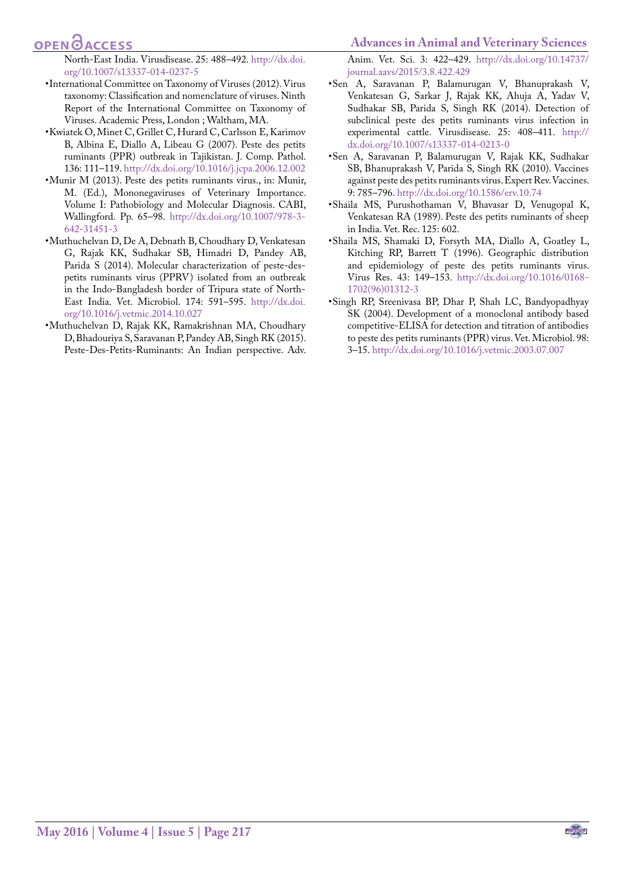North-East India. Virusdisease. 25: 488–492. http://dx.doi.org/10.1007/s13337-014-0237-5

- International Committee on Taxonomy of Viruses (2012). Virus taxonomy: Classification and nomenclature of viruses. Ninth Report of the International Committee on Taxonomy of Viruses. Academic Press, London ; Waltham, MA.
- Kwiatek O, Minet C, Grillet C, Hurard C, Carlsson E, Karimov B, Albina E, Diallo A, Libeau G (2007). Peste des petits ruminants (PPR) outbreak in Tajikistan. J. Comp. Pathol. 136: 111–119. http://dx.doi.org/10.1016/j.jcpa.2006.12.002
- Munir M (2013). Peste des petits ruminants virus., in: Munir, M. (Ed.), Mononegaviruses of Veterinary Importance. Volume I: Pathobiology and Molecular Diagnosis. CABI, Wallingford. Pp. 65–98. http://dx.doi.org/10.1007/978-3-642-31451-3
- Muthuchelvan D, De A, Debnath B, Choudhary D, Venkatesan G, Rajak KK, Sudhakar SB, Himadri D, Pandey AB, Parida S (2014). Molecular characterization of peste-des-petits ruminants virus (PPRV) isolated from an outbreak in the Indo-Bangladesh border of Tripura state of North-East India. Vet. Microbiol. 174: 591–595. http://dx.doi.org/10.1016/j.vetmic.2014.10.027
- Muthuchelvan D, Rajak KK, Ramakrishnan MA, Choudhary D, Bhadouriya S, Saravanan P, Pandey AB, Singh RK (2015). Peste-Des-Petits-Ruminants: An Indian perspective. Adv. Anim. Vet. Sci. 3: 422–429. http://dx.doi.org/10.14737/journal.aavs/2015/3.8.422.429
- Sen A, Saravanan P, Balamurugan V, Bhanuprakash V, Venkatesan G, Sarkar J, Rajak KK, Ahuja A, Yadav V, Sudhakar SB, Parida S, Singh RK (2014). Detection of subclinical peste des petits ruminants virus infection in experimental cattle. Virusdisease. 25: 408–411. http://dx.doi.org/10.1007/s13337-014-0213-0
- Sen A, Saravanan P, Balamurugan V, Rajak KK, Sudhakar SB, Bhanuprakash V, Parida S, Singh RK (2010). Vaccines against peste des petits ruminants virus. Expert Rev. Vaccines. 9: 785–796. http://dx.doi.org/10.1586/erv.10.74
- Shaila MS, Purushothaman V, Bhavasar D, Venugopal K, Venkatesan RA (1989). Peste des petits ruminants of sheep in India. Vet. Rec. 125: 602.
- Shaila MS, Shamaki D, Forsyth MA, Diallo A, Goatley L, Kitching RP, Barrett T (1996). Geographic distribution and epidemiology of peste des petits ruminants virus. Virus Res. 43: 149–153. http://dx.doi.org/10.1016/0168-1702(96)01312-3
- Singh RP, Sreenivasa BP, Dhar P, Shah LC, Bandyopadhyay SK (2004). Development of a monoclonal antibody based competitive-ELISA for detection and titration of antibodies to peste des petits ruminants (PPR) virus. Vet. Microbiol. 98: 3–15. http://dx.doi.org/10.1016/j.vetmic.2003.07.007